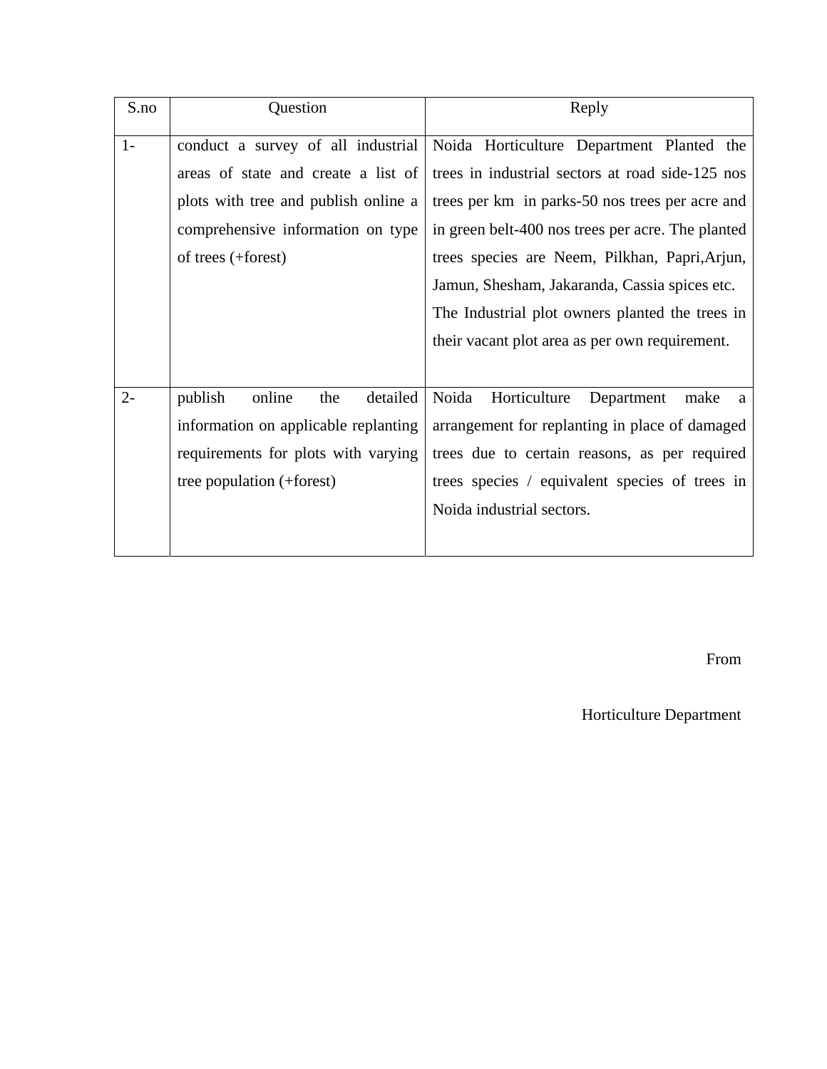| S.no | Question | Reply |
|---|---|---|
| 1- | conduct a survey of all industrial areas of state and create a list of plots with tree and publish online a comprehensive information on type of trees (+forest) | Noida Horticulture Department Planted the trees in industrial sectors at road side-125 nos trees per km in parks-50 nos trees per acre and in green belt-400 nos trees per acre. The planted trees species are Neem, Pilkhan, Papri,Arjun, Jamun, Shesham, Jakaranda, Cassia spices etc. The Industrial plot owners planted the trees in their vacant plot area as per own requirement. |
| 2- | publish online the detailed information on applicable replanting requirements for plots with varying tree population (+forest) | Noida Horticulture Department make a arrangement for replanting in place of damaged trees due to certain reasons, as per required trees species / equivalent species of trees in Noida industrial sectors. |

From

Horticulture Department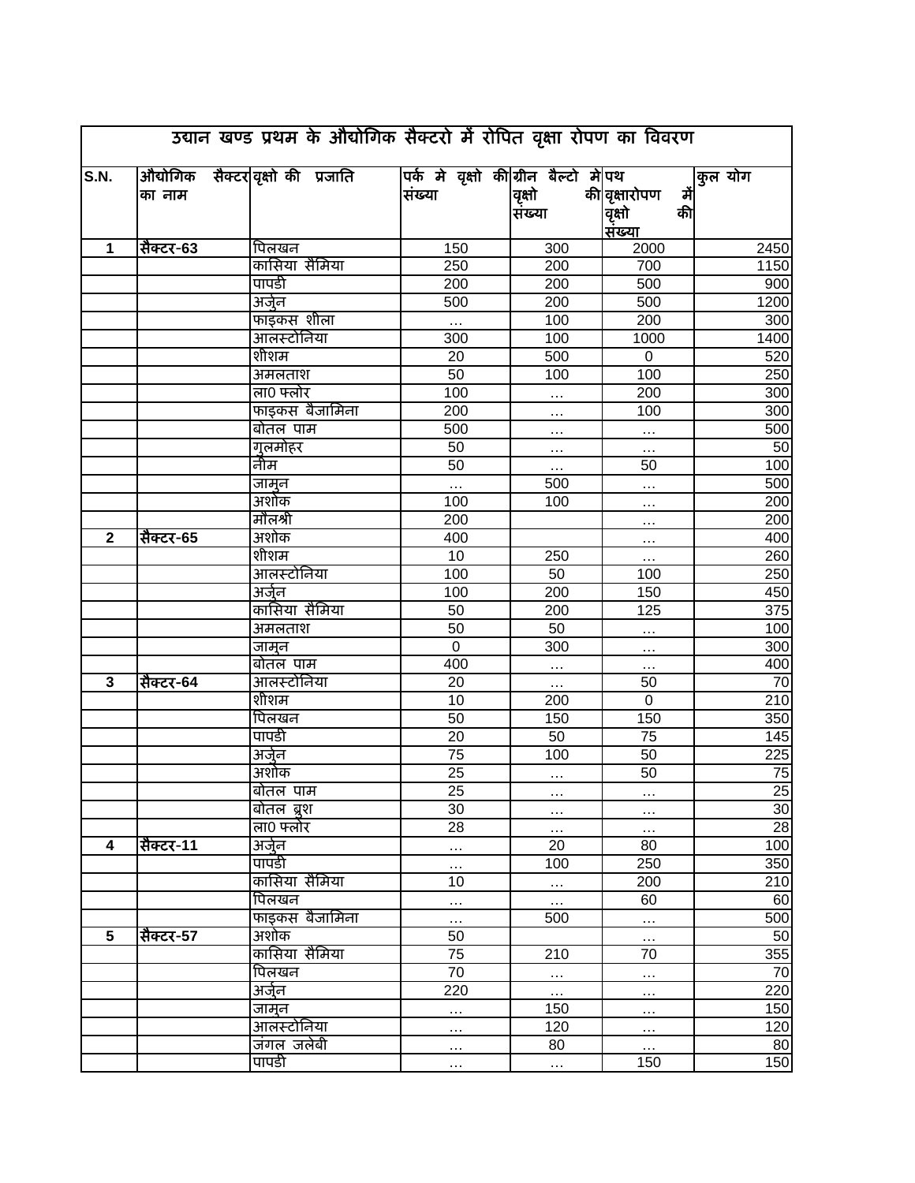| उद्यान खण्ड प्रथम के औद्योगिक सैक्टरो में रोपित वृक्षा रोपण का विवरण | | | | | | |
|---|---|---|---|---|---|---|
| S.N. | औद्योगिक सैक्टर का नाम | वृक्षो की प्रजाति | पर्क मे वृक्षो की संख्या | ग्रीन बैल्टो मे वृक्षो की संख्या | पथ वृक्षारोपण में वृक्षो की संख्या | कुल योग |
| 1 | सैक्टर-63 | पिलखन | 150 | 300 | 2000 | 2450 |
| | | कासिया सैमिया | 250 | 200 | 700 | 1150 |
| | | पापडी | 200 | 200 | 500 | 900 |
| | | अर्जुन | 500 | 200 | 500 | 1200 |
| | | फाइकस शीला | … | 100 | 200 | 300 |
| | | आलस्टोनिया | 300 | 100 | 1000 | 1400 |
| | | शीशम | 20 | 500 | 0 | 520 |
| | | अमलताश | 50 | 100 | 100 | 250 |
| | | ला0 फ्लोर | 100 | … | 200 | 300 |
| | | फाइकस बैजामिना | 200 | … | 100 | 300 |
| | | बोतल पाम | 500 | … | … | 500 |
| | | गुलमोहर | 50 | … | … | 50 |
| | | नीम | 50 | … | 50 | 100 |
| | | जामुन | … | 500 | … | 500 |
| | | अशोक | 100 | 100 | … | 200 |
| | | मौलश्री | 200 | | … | 200 |
| 2 | सैक्टर-65 | अशोक | 400 | | … | 400 |
| | | शीशम | 10 | 250 | … | 260 |
| | | आलस्टोनिया | 100 | 50 | 100 | 250 |
| | | अर्जुन | 100 | 200 | 150 | 450 |
| | | कासिया सैमिया | 50 | 200 | 125 | 375 |
| | | अमलताश | 50 | 50 | … | 100 |
| | | जामुन | 0 | 300 | … | 300 |
| | | बोतल पाम | 400 | … | … | 400 |
| 3 | सैक्टर-64 | आलस्टोनिया | 20 | … | 50 | 70 |
| | | शीशम | 10 | 200 | 0 | 210 |
| | | पिलखन | 50 | 150 | 150 | 350 |
| | | पापडी | 20 | 50 | 75 | 145 |
| | | अर्जुन | 75 | 100 | 50 | 225 |
| | | अशोक | 25 | … | 50 | 75 |
| | | बोतल पाम | 25 | … | … | 25 |
| | | बोतल ब्रुश | 30 | … | … | 30 |
| | | ला0 फ्लोर | 28 | … | … | 28 |
| 4 | सैक्टर-11 | अर्जुन | … | 20 | 80 | 100 |
| | | पापडी | … | 100 | 250 | 350 |
| | | कासिया सैमिया | 10 | … | 200 | 210 |
| | | पिलखन | … | … | 60 | 60 |
| | | फाइकस बैजामिना | … | 500 | … | 500 |
| 5 | सैक्टर-57 | अशोक | 50 | | … | 50 |
| | | कासिया सैमिया | 75 | 210 | 70 | 355 |
| | | पिलखन | 70 | … | … | 70 |
| | | अर्जुन | 220 | … | … | 220 |
| | | जामुन | … | 150 | … | 150 |
| | | आलस्टोनिया | … | 120 | … | 120 |
| | | जंगल जलेबी | … | 80 | … | 80 |
| | | पापडी | … | … | 150 | 150 |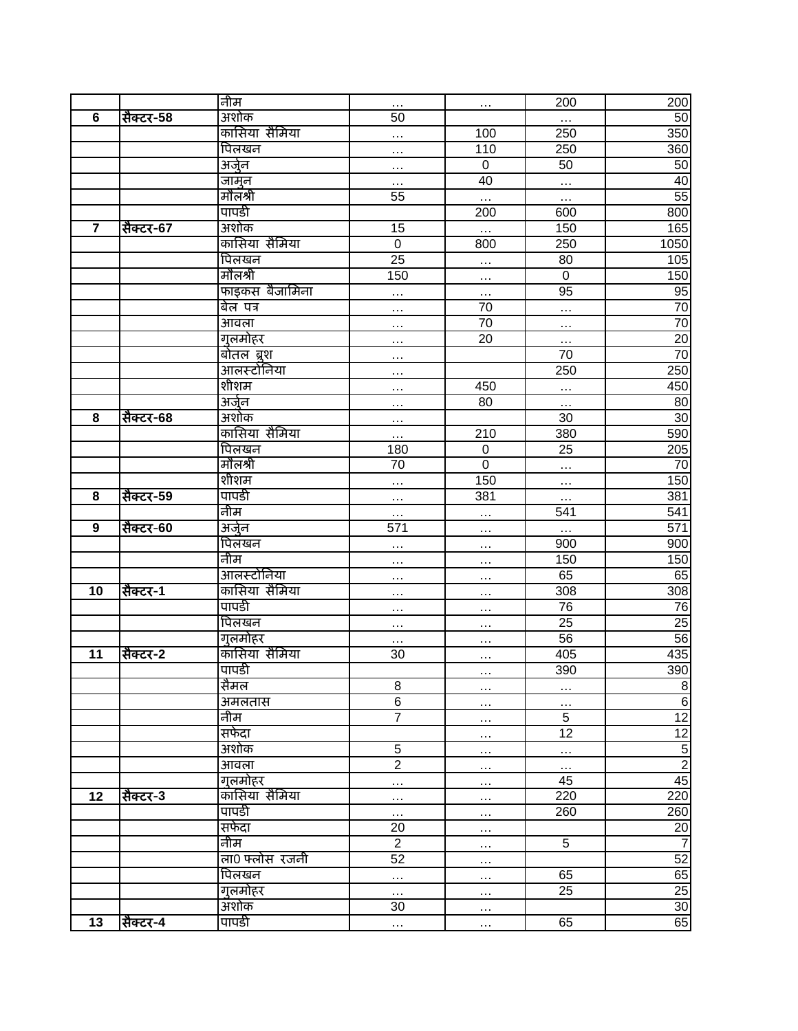| | | | | | | |
|---|---|---|---|---|---|---|
| | | नीम | … | … | 200 | 200 |
| 6 | सैक्टर-58 | अशोक | 50 | | … | 50 |
| | | कासिया सैमिया | … | 100 | 250 | 350 |
| | | पिलखन | … | 110 | 250 | 360 |
| | | अर्जुन | … | 0 | 50 | 50 |
| | | जामुन | … | 40 | … | 40 |
| | | मौलश्री | 55 | … | … | 55 |
| | | पापडी | | 200 | 600 | 800 |
| 7 | सैक्टर-67 | अशोक | 15 | … | 150 | 165 |
| | | कासिया सैमिया | 0 | 800 | 250 | 1050 |
| | | पिलखन | 25 | … | 80 | 105 |
| | | मौलश्री | 150 | … | 0 | 150 |
| | | फाइकस बैजामिना | … | … | 95 | 95 |
| | | बेल पत्र | … | 70 | … | 70 |
| | | आवला | … | 70 | … | 70 |
| | | गुलमोहर | … | 20 | … | 20 |
| | | बोतल ब्रुश | … | | 70 | 70 |
| | | आलस्टोनिया | … | | 250 | 250 |
| | | शीशम | … | 450 | … | 450 |
| | | अर्जुन | … | 80 | … | 80 |
| 8 | सैक्टर-68 | अशोक | … | | 30 | 30 |
| | | कासिया सैमिया | … | 210 | 380 | 590 |
| | | पिलखन | 180 | 0 | 25 | 205 |
| | | मौलश्री | 70 | 0 | … | 70 |
| | | शीशम | … | 150 | … | 150 |
| 8 | सैक्टर-59 | पापडी | … | 381 | … | 381 |
| | | नीम | … | … | 541 | 541 |
| 9 | सैक्टर-60 | अर्जुन | 571 | … | … | 571 |
| | | पिलखन | … | … | 900 | 900 |
| | | नीम | … | … | 150 | 150 |
| | | आलस्टोनिया | … | … | 65 | 65 |
| 10 | सैक्टर-1 | कासिया सैमिया | … | … | 308 | 308 |
| | | पापडी | … | … | 76 | 76 |
| | | पिलखन | … | … | 25 | 25 |
| | | गुलमोहर | … | … | 56 | 56 |
| 11 | सैक्टर-2 | कासिया सैमिया | 30 | … | 405 | 435 |
| | | पापडी | | … | 390 | 390 |
| | | सैमल | 8 | … | … | 8 |
| | | अमलतास | 6 | … | … | 6 |
| | | नीम | 7 | … | 5 | 12 |
| | | सफेदा | | … | 12 | 12 |
| | | अशोक | 5 | … | … | 5 |
| | | आवला | 2 | … | … | 2 |
| | | गुलमोहर | … | … | 45 | 45 |
| 12 | सैक्टर-3 | कासिया सैमिया | … | … | 220 | 220 |
| | | पापडी | … | … | 260 | 260 |
| | | सफेदा | 20 | … | | 20 |
| | | नीम | 2 | … | 5 | 7 |
| | | ला0 फ्लोस रजनी | 52 | … | | 52 |
| | | पिलखन | … | … | 65 | 65 |
| | | गुलमोहर | … | … | 25 | 25 |
| | | अशोक | 30 | … | | 30 |
| 13 | सैक्टर-4 | पापडी | … | … | 65 | 65 |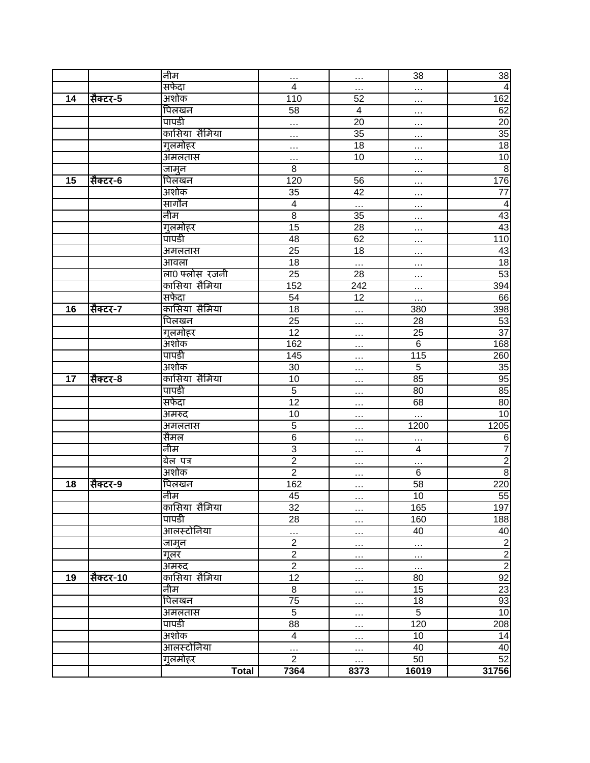| | | | | | | |
|---|---|---|---|---|---|---|
| | | नीम | … | … | 38 | 38 |
| | | सफेदा | 4 | … | … | 4 |
| **14** | **सैक्टर-5** | अशोक | 110 | 52 | … | 162 |
| | | पिलखन | 58 | 4 | … | 62 |
| | | पापडी | … | 20 | … | 20 |
| | | कासिया सैमिया | … | 35 | … | 35 |
| | | गुलमोहर | … | 18 | … | 18 |
| | | अमलतास | … | 10 | … | 10 |
| | | जामुन | 8 | | … | 8 |
| **15** | **सैक्टर-6** | पिलखन | 120 | 56 | … | 176 |
| | | अशोक | 35 | 42 | … | 77 |
| | | सागौन | 4 | … | … | 4 |
| | | नीम | 8 | 35 | … | 43 |
| | | गुलमोहर | 15 | 28 | … | 43 |
| | | पापडी | 48 | 62 | … | 110 |
| | | अमलतास | 25 | 18 | … | 43 |
| | | आवला | 18 | … | … | 18 |
| | | ला0 फ्लोस रजनी | 25 | 28 | … | 53 |
| | | कासिया सैमिया | 152 | 242 | … | 394 |
| | | सफेदा | 54 | 12 | … | 66 |
| **16** | **सैक्टर-7** | कासिया सैमिया | 18 | … | 380 | 398 |
| | | पिलखन | 25 | … | 28 | 53 |
| | | गुलमोहर | 12 | … | 25 | 37 |
| | | अशोक | 162 | … | 6 | 168 |
| | | पापडी | 145 | … | 115 | 260 |
| | | अशोक | 30 | … | 5 | 35 |
| **17** | **सैक्टर-8** | कासिया सैमिया | 10 | … | 85 | 95 |
| | | पापडी | 5 | … | 80 | 85 |
| | | सफेदा | 12 | … | 68 | 80 |
| | | अमरुद | 10 | … | … | 10 |
| | | अमलतास | 5 | … | 1200 | 1205 |
| | | सैमल | 6 | … | … | 6 |
| | | नीम | 3 | … | 4 | 7 |
| | | बेल पत्र | 2 | … | … | 2 |
| | | अशोक | 2 | … | 6 | 8 |
| **18** | **सैक्टर-9** | पिलखन | 162 | … | 58 | 220 |
| | | नीम | 45 | … | 10 | 55 |
| | | कासिया सैमिया | 32 | … | 165 | 197 |
| | | पापडी | 28 | … | 160 | 188 |
| | | आलस्टोनिया | … | … | 40 | 40 |
| | | जामुन | 2 | … | … | 2 |
| | | गूलर | 2 | … | … | 2 |
| | | अमरुद | 2 | … | … | 2 |
| **19** | **सैक्टर-10** | कासिया सैमिया | 12 | … | 80 | 92 |
| | | नीम | 8 | … | 15 | 23 |
| | | पिलखन | 75 | … | 18 | 93 |
| | | अमलतास | 5 | … | 5 | 10 |
| | | पापडी | 88 | … | 120 | 208 |
| | | अशोक | 4 | … | 10 | 14 |
| | | आलस्टोनिया | … | … | 40 | 40 |
| | | गुलमोहर | 2 | … | 50 | 52 |
| | | **Total** | **7364** | **8373** | **16019** | **31756** |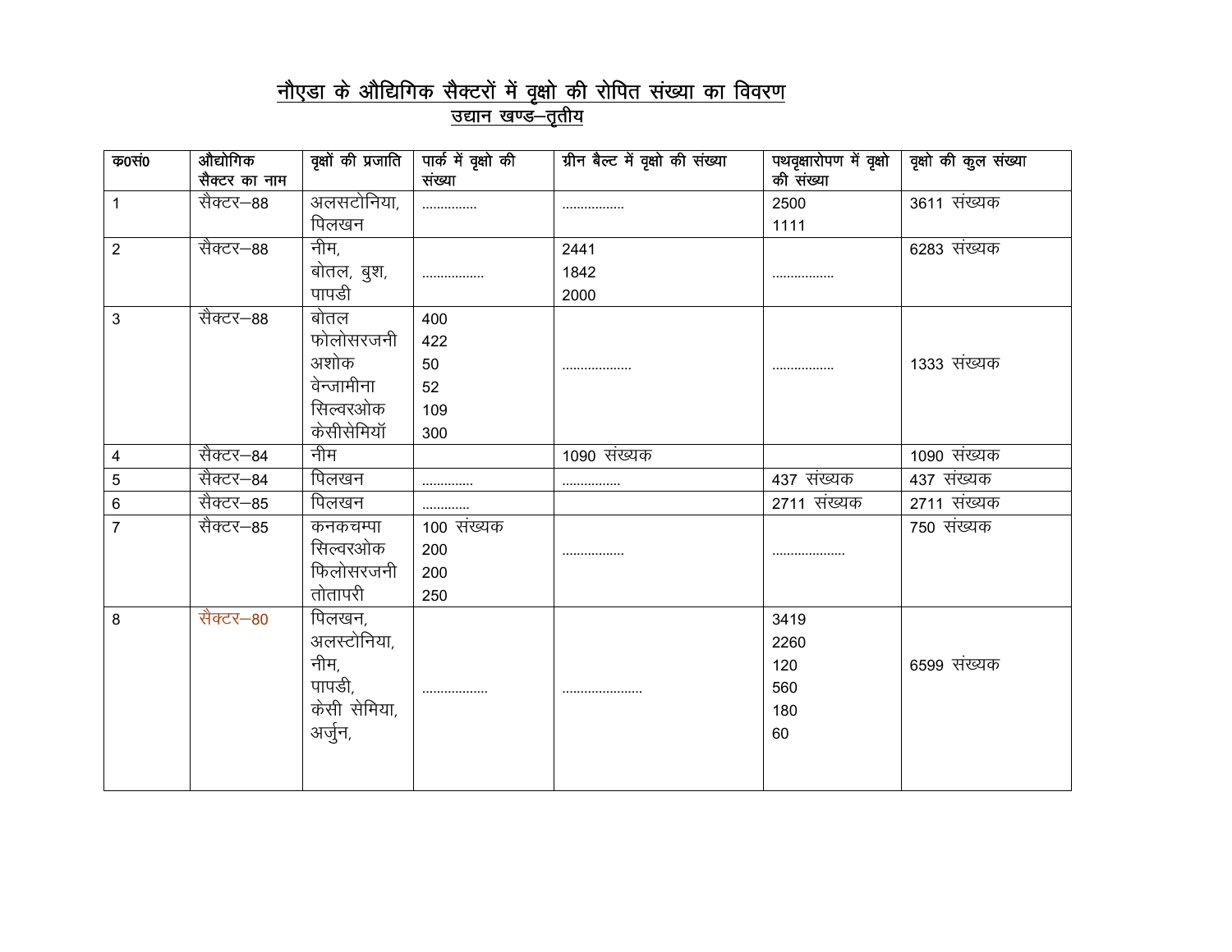# नौएडा के औद्यिगिक सैक्टरों में वृक्षो की रोपित संख्या का विवरण

## उद्यान खण्ड–तृतीय

| क0सं0 | औद्योगिक सैक्टर का नाम | वृक्षों की प्रजाति | पार्क में वृक्षो की संख्या | ग्रीन बैल्ट में वृक्षो की संख्या | पथवृक्षारोपण में वृक्षो की संख्या | वृक्षो की कुल संख्या |
|---|---|---|---|---|---|---|
| 1 | सैक्टर–88 | अलसटोनिया, पिलखन | .............. | ................ | 2500 1111 | 3611 संख्यक |
| 2 | सैक्टर–88 | नीम, बोतल, बुश, पापडी | ................ | 2441 1842 2000 | ................ | 6283 संख्यक |
| 3 | सैक्टर–88 | बोतल फोलोसरजनी अशोक वेन्जामीना सिल्वरओक केसीसेमियॉ | 400 422 50 52 109 300 | .................. | ................ | 1333 संख्यक |
| 4 | सैक्टर–84 | नीम | | 1090 संख्यक | | 1090 संख्यक |
| 5 | सैक्टर–84 | पिलखन | ............. | ............... | 437 संख्यक | 437 संख्यक |
| 6 | सैक्टर–85 | पिलखन | ............ | | 2711 संख्यक | 2711 संख्यक |
| 7 | सैक्टर–85 | कनकचम्पा सिल्वरओक फिलोसरजनी तोतापरी | 100 संख्यक 200 200 250 | ................ | ................... | 750 संख्यक |
| 8 | सैक्टर–80 | पिलखन, अलस्टोनिया, नीम, पापडी, केसी सेमिया, अर्जुन, | ................. | ..................... | 3419 2260 120 560 180 60 | 6599 संख्यक |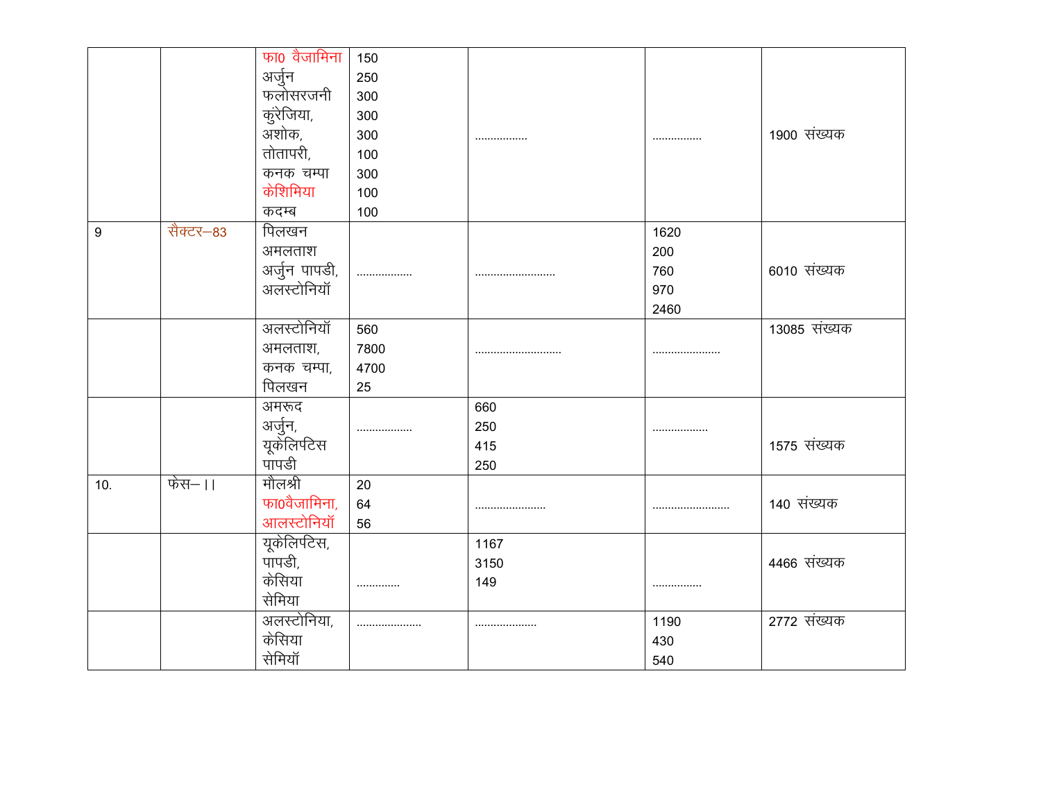| | | | | | | |
|---|---|---|---|---|---|---|
| | | फा0 वैजामिना<br>अर्जुन<br>फलोसरजनी<br>कुरेजिया,<br>अशोक,<br>तोतापरी,<br>कनक चम्पा<br>केशिमिया<br>कदम्ब | 150<br>250<br>300<br>300<br>300<br>100<br>300<br>100<br>100 | ................ | ................ | 1900 संख्यक |
| 9 | सैक्टर–83 | पिलखन<br>अमलताश<br>अर्जुन पापडी,<br>अलस्टोनियॉ | ................. | .......................... | 1620<br>200<br>760<br>970<br>2460 | 6010 संख्यक |
| | | अलस्टोनियॉ<br>अमलताश,<br>कनक चम्पा,<br>पिलखन | 560<br>7800<br>4700<br>25 | ............................ | ...................... | 13085 संख्यक |
| | | अमरूद<br>अर्जुन,<br>यूकेलिपटिस<br>पापडी | ................. | 660<br>250<br>415<br>250 | .................. | 1575 संख्यक |
| 10. | फेस–।। | मौलश्री<br>फा0वैजामिना,<br>आलस्टोनियॉ | 20<br>64<br>56 | ....................... | ......................... | 140 संख्यक |
| | | यूकेलिपटिस,<br>पापडी,<br>केसिया<br>सेमिया | ............. | 1167<br>3150<br>149 | ................ | 4466 संख्यक |
| | | अलस्टोनिया,<br>केसिया<br>सेमियॉ | ..................... | .................... | 1190<br>430<br>540 | 2772 संख्यक |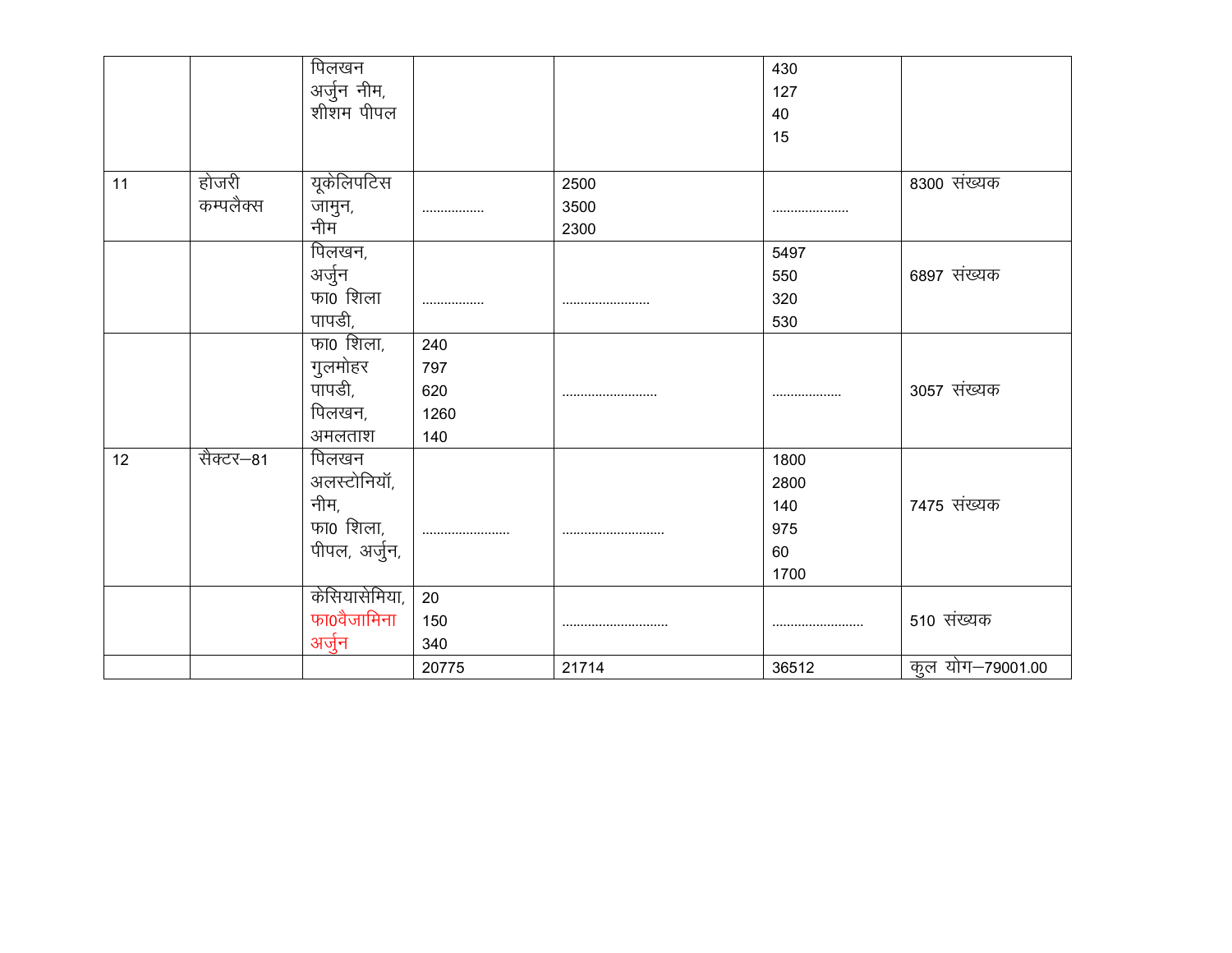| | | | | | | |
|---|---|---|---|---|---|---|
| | | पिलखन<br>अर्जुन नीम,<br>शीशम पीपल | | | 430<br>127<br>40<br>15 | |
| 11 | होजरी कम्पलैक्स | यूकेलिपटिस<br>जामुन,<br>नीम | ................ | 2500<br>3500<br>2300 | ..................... | 8300 संख्यक |
| | | पिलखन,<br>अर्जुन<br>फा0 शिला<br>पापडी, | ................ | ........................ | 5497<br>550<br>320<br>530 | 6897 संख्यक |
| | | फा0 शिला,<br>गुलमोहर<br>पापडी,<br>पिलखन,<br>अमलताश | 240<br>797<br>620<br>1260<br>140 | .......................... | ................... | 3057 संख्यक |
| 12 | सैक्टर–81 | पिलखन<br>अलस्टोनियॉ,<br>नीम,<br>फा0 शिला,<br>पीपल, अर्जुन, | ........................ | ............................ | 1800<br>2800<br>140<br>975<br>60<br>1700 | 7475 संख्यक |
| | | केसियासेमिया,<br>फा0वैजामिना<br>अर्जुन | 20<br>150<br>340 | ............................. | ......................... | 510 संख्यक |
| | | | 20775 | 21714 | 36512 | कुल योग–79001.00 |